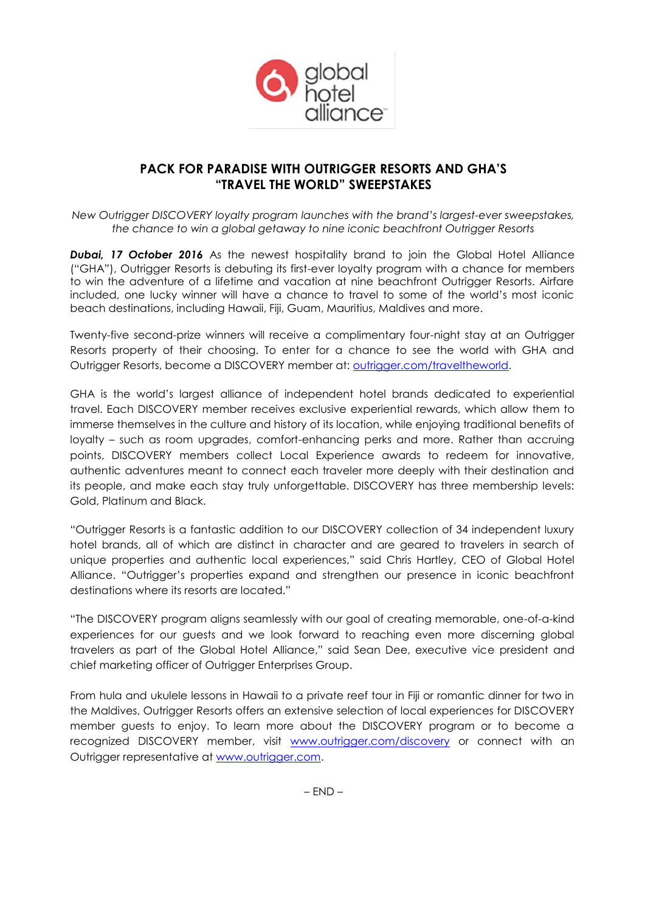# PACK FOR PARADISE WITH OUTRIGGER RESORTS AND GHA'S "TRAVEL THE WORLD" SWEEPSTAKES

*New Outrigger DISCOVERY loyalty program launches with the brand's largest-ever sweepstakes, the chance to win a global getaway to nine iconic beachfront Outrigger Resorts*

***Dubai, 17 October 2016*** As the newest hospitality brand to join the Global Hotel Alliance ("GHA"), Outrigger Resorts is debuting its first-ever loyalty program with a chance for members to win the adventure of a lifetime and vacation at nine beachfront Outrigger Resorts. Airfare included, one lucky winner will have a chance to travel to some of the world's most iconic beach destinations, including Hawaii, Fiji, Guam, Mauritius, Maldives and more.

Twenty-five second-prize winners will receive a complimentary four-night stay at an Outrigger Resorts property of their choosing. To enter for a chance to see the world with GHA and Outrigger Resorts, become a DISCOVERY member at: outrigger.com/traveltheworld.

GHA is the world's largest alliance of independent hotel brands dedicated to experiential travel. Each DISCOVERY member receives exclusive experiential rewards, which allow them to immerse themselves in the culture and history of its location, while enjoying traditional benefits of loyalty – such as room upgrades, comfort-enhancing perks and more. Rather than accruing points, DISCOVERY members collect Local Experience awards to redeem for innovative, authentic adventures meant to connect each traveler more deeply with their destination and its people, and make each stay truly unforgettable. DISCOVERY has three membership levels: Gold, Platinum and Black.

"Outrigger Resorts is a fantastic addition to our DISCOVERY collection of 34 independent luxury hotel brands, all of which are distinct in character and are geared to travelers in search of unique properties and authentic local experiences," said Chris Hartley, CEO of Global Hotel Alliance. "Outrigger's properties expand and strengthen our presence in iconic beachfront destinations where its resorts are located."

"The DISCOVERY program aligns seamlessly with our goal of creating memorable, one-of-a-kind experiences for our guests and we look forward to reaching even more discerning global travelers as part of the Global Hotel Alliance," said Sean Dee, executive vice president and chief marketing officer of Outrigger Enterprises Group.

From hula and ukulele lessons in Hawaii to a private reef tour in Fiji or romantic dinner for two in the Maldives, Outrigger Resorts offers an extensive selection of local experiences for DISCOVERY member guests to enjoy. To learn more about the DISCOVERY program or to become a recognized DISCOVERY member, visit www.outrigger.com/discovery or connect with an Outrigger representative at www.outrigger.com.

– END –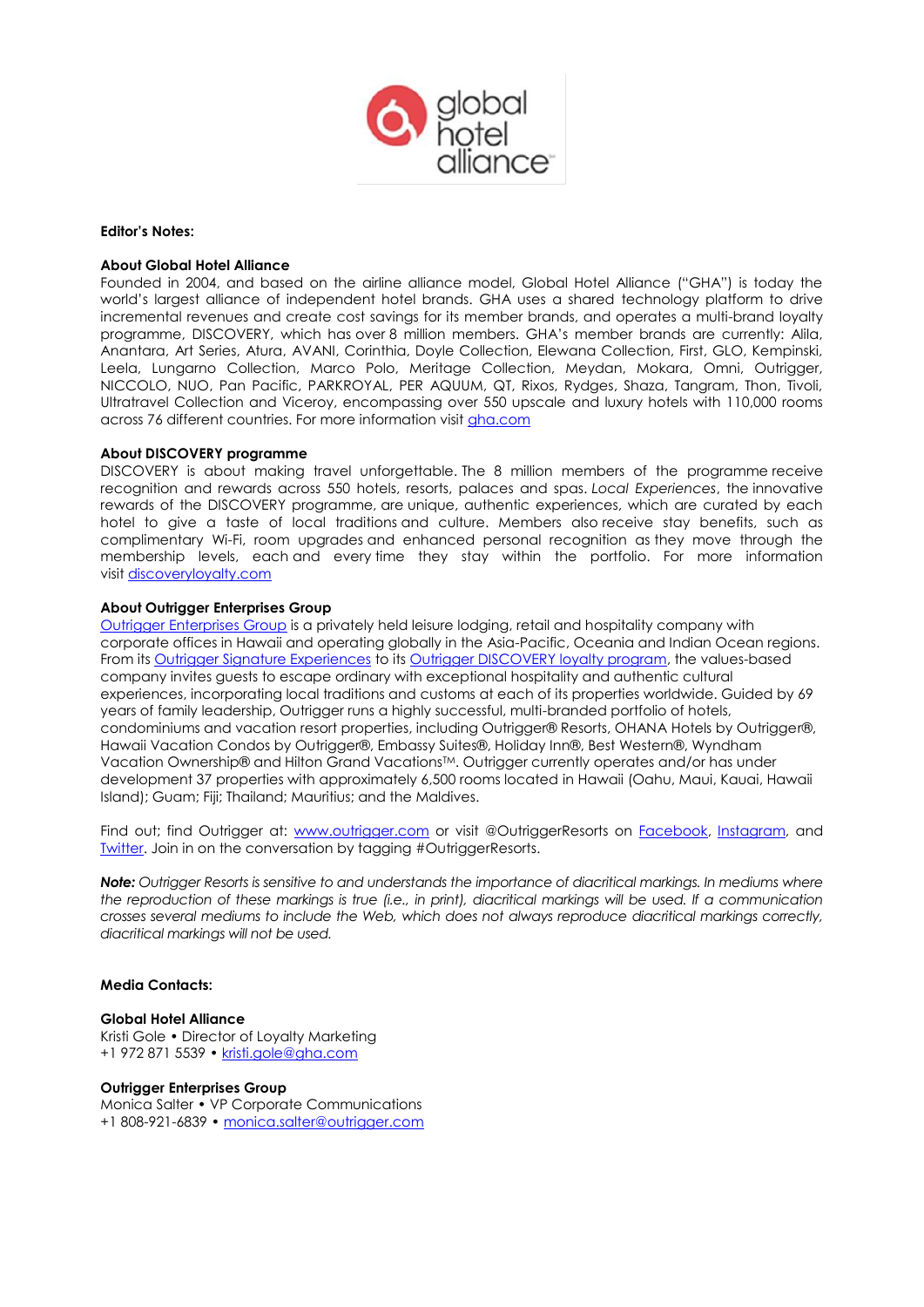**Editor's Notes:**

**About Global Hotel Alliance**

Founded in 2004, and based on the airline alliance model, Global Hotel Alliance ("GHA") is today the world's largest alliance of independent hotel brands. GHA uses a shared technology platform to drive incremental revenues and create cost savings for its member brands, and operates a multi-brand loyalty programme, DISCOVERY, which has over 8 million members. GHA's member brands are currently: Alila, Anantara, Art Series, AVANI, Corinthia, Doyle Collection, Elewana Collection, First, GLO, Kempinski, Leela, Lungarno Collection, Marco Polo, Meritage Collection, Meydan, Mokara, Omni, Outrigger, NICCOLO, NUO, Pan Pacific, PARKROYAL, PER AQUUM, QT, Rixos, Rydges, Shaza, Tangram, Thon, Tivoli, Ultratravel Collection and Viceroy, encompassing over 550 upscale and luxury hotels with 110,000 rooms across 76 different countries. For more information visit gha.com

**About DISCOVERY programme**

DISCOVERY is about making travel unforgettable. The 8 million members of the programme receive recognition and rewards across 550 hotels, resorts, palaces and spas. *Local Experiences*, the innovative rewards of the DISCOVERY programme, are unique, authentic experiences, which are curated by each hotel to give a taste of local traditions and culture. Members also receive stay benefits, such as complimentary Wi-Fi, room upgrades and enhanced personal recognition as they move through the membership levels, each and every time they stay within the portfolio. For more information visit discoveryloyalty.com

**About Outrigger Enterprises Group**

Outrigger Enterprises Group is a privately held leisure lodging, retail and hospitality company with corporate offices in Hawaii and operating globally in the Asia-Pacific, Oceania and Indian Ocean regions. From its Outrigger Signature Experiences to its Outrigger DISCOVERY loyalty program, the values-based company invites guests to escape ordinary with exceptional hospitality and authentic cultural experiences, incorporating local traditions and customs at each of its properties worldwide. Guided by 69 years of family leadership, Outrigger runs a highly successful, multi-branded portfolio of hotels, condominiums and vacation resort properties, including Outrigger® Resorts, OHANA Hotels by Outrigger®, Hawaii Vacation Condos by Outrigger®, Embassy Suites®, Holiday Inn®, Best Western®, Wyndham Vacation Ownership® and Hilton Grand Vacations™. Outrigger currently operates and/or has under development 37 properties with approximately 6,500 rooms located in Hawaii (Oahu, Maui, Kauai, Hawaii Island); Guam; Fiji; Thailand; Mauritius; and the Maldives.

Find out; find Outrigger at: www.outrigger.com or visit @OutriggerResorts on Facebook, Instagram, and Twitter. Join in on the conversation by tagging #OutriggerResorts.

***Note:*** *Outrigger Resorts is sensitive to and understands the importance of diacritical markings. In mediums where the reproduction of these markings is true (i.e., in print), diacritical markings will be used. If a communication crosses several mediums to include the Web, which does not always reproduce diacritical markings correctly, diacritical markings will not be used.*

**Media Contacts:**

**Global Hotel Alliance**

Kristi Gole • Director of Loyalty Marketing
+1 972 871 5539 • kristi.gole@gha.com

**Outrigger Enterprises Group**

Monica Salter • VP Corporate Communications
+1 808-921-6839 • monica.salter@outrigger.com